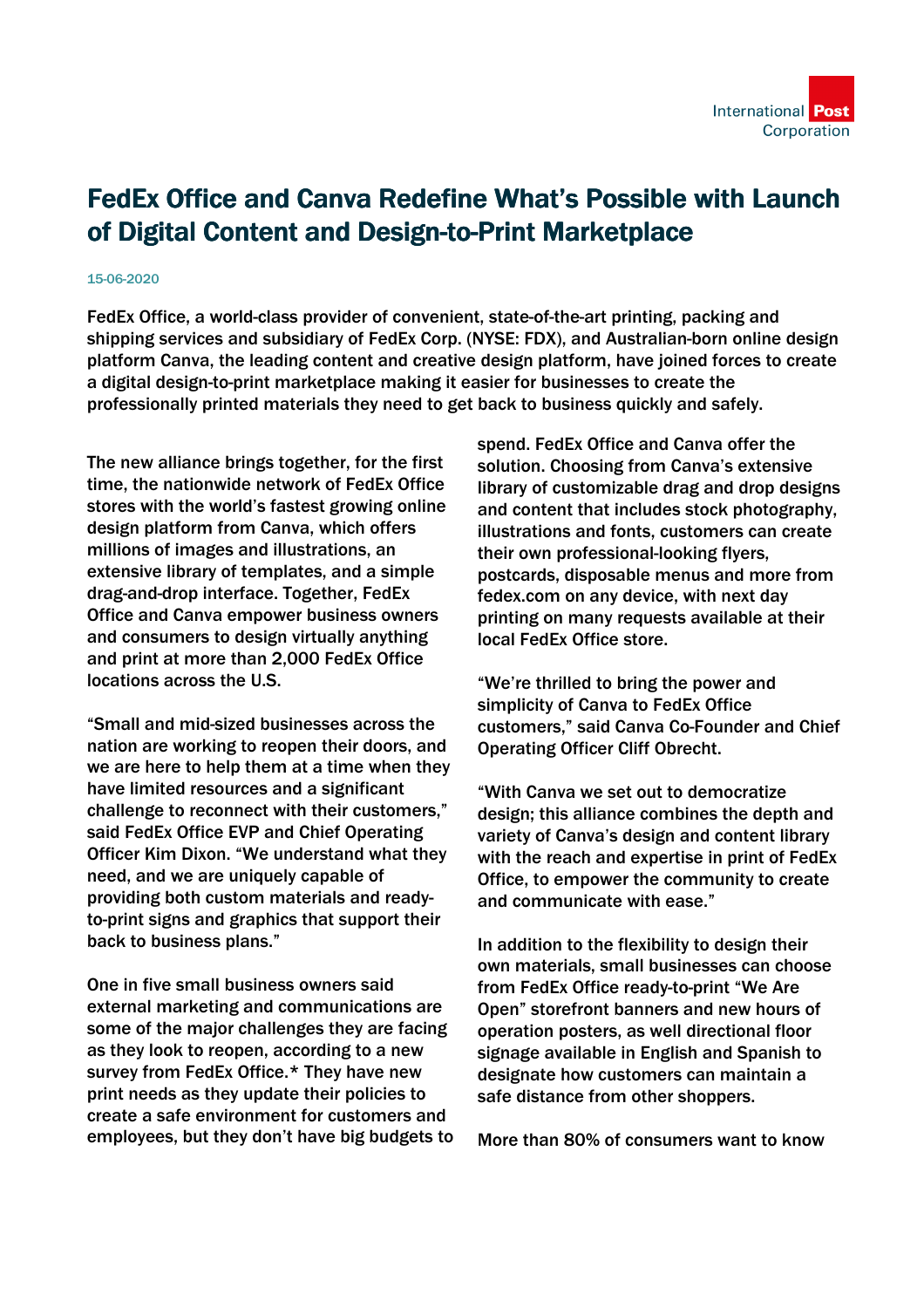# FedEx Office and Canva Redefine What's Possible with Launch of Digital Content and Design-to-Print Marketplace

15-06-2020

FedEx Office, a world-class provider of convenient, state-of-the-art printing, packing and shipping services and subsidiary of FedEx Corp. (NYSE: FDX), and Australian-born online design platform Canva, the leading content and creative design platform, have joined forces to create a digital design-to-print marketplace making it easier for businesses to create the professionally printed materials they need to get back to business quickly and safely.

The new alliance brings together, for the first time, the nationwide network of FedEx Office stores with the world's fastest growing online design platform from Canva, which offers millions of images and illustrations, an extensive library of templates, and a simple drag-and-drop interface. Together, FedEx Office and Canva empower business owners and consumers to design virtually anything and print at more than 2,000 FedEx Office locations across the U.S.

"Small and mid-sized businesses across the nation are working to reopen their doors, and we are here to help them at a time when they have limited resources and a significant challenge to reconnect with their customers," said FedEx Office EVP and Chief Operating Officer Kim Dixon. "We understand what they need, and we are uniquely capable of providing both custom materials and ready-to-print signs and graphics that support their back to business plans."

One in five small business owners said external marketing and communications are some of the major challenges they are facing as they look to reopen, according to a new survey from FedEx Office.* They have new print needs as they update their policies to create a safe environment for customers and employees, but they don't have big budgets to spend. FedEx Office and Canva offer the solution. Choosing from Canva's extensive library of customizable drag and drop designs and content that includes stock photography, illustrations and fonts, customers can create their own professional-looking flyers, postcards, disposable menus and more from fedex.com on any device, with next day printing on many requests available at their local FedEx Office store.

"We're thrilled to bring the power and simplicity of Canva to FedEx Office customers," said Canva Co-Founder and Chief Operating Officer Cliff Obrecht.

"With Canva we set out to democratize design; this alliance combines the depth and variety of Canva's design and content library with the reach and expertise in print of FedEx Office, to empower the community to create and communicate with ease."

In addition to the flexibility to design their own materials, small businesses can choose from FedEx Office ready-to-print "We Are Open" storefront banners and new hours of operation posters, as well directional floor signage available in English and Spanish to designate how customers can maintain a safe distance from other shoppers.

More than 80% of consumers want to know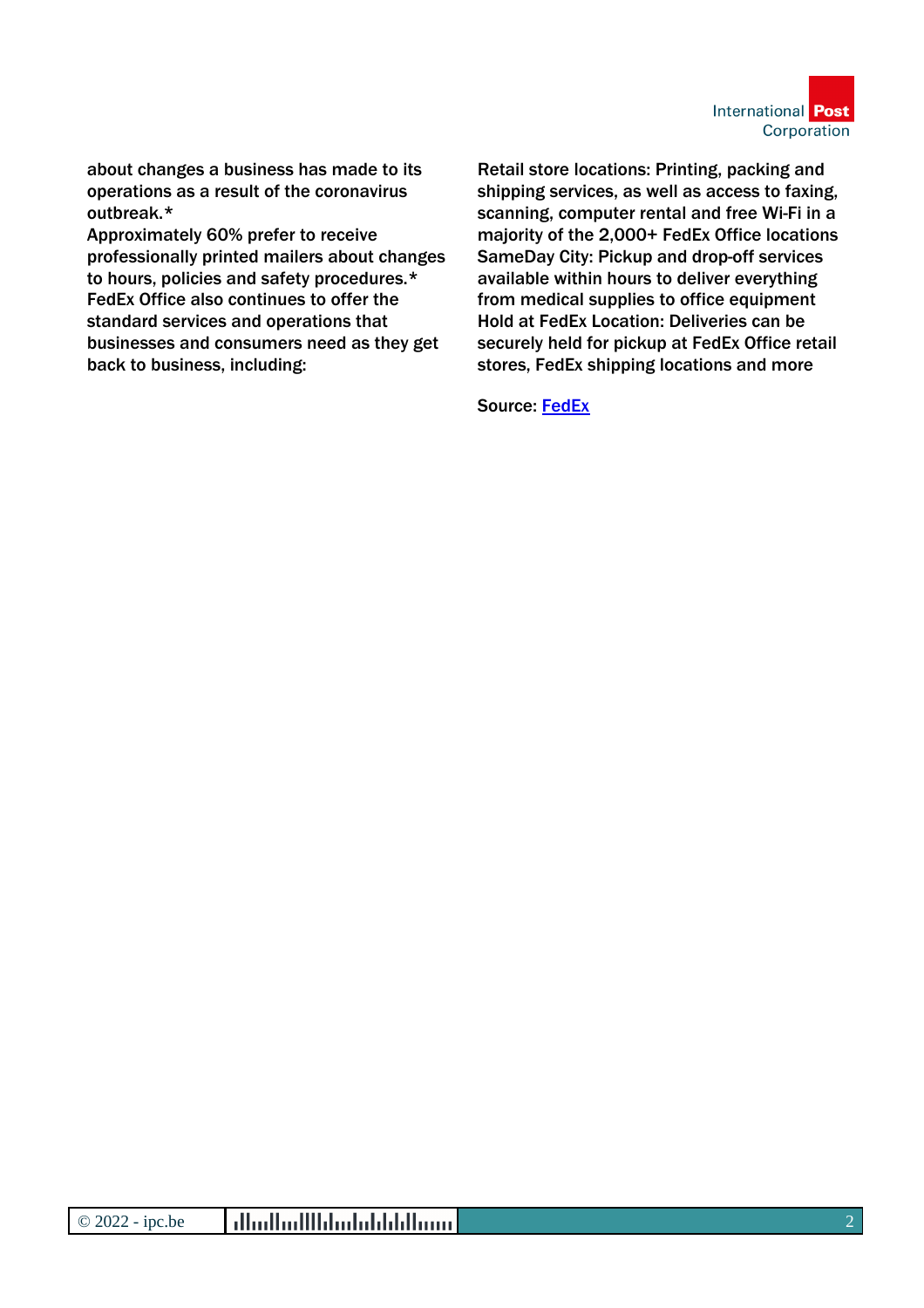about changes a business has made to its operations as a result of the coronavirus outbreak.*

Approximately 60% prefer to receive professionally printed mailers about changes to hours, policies and safety procedures.*

FedEx Office also continues to offer the standard services and operations that businesses and consumers need as they get back to business, including:

Retail store locations: Printing, packing and shipping services, as well as access to faxing, scanning, computer rental and free Wi-Fi in a majority of the 2,000+ FedEx Office locations

SameDay City: Pickup and drop-off services available within hours to deliver everything from medical supplies to office equipment

Hold at FedEx Location: Deliveries can be securely held for pickup at FedEx Office retail stores, FedEx shipping locations and more

Source: FedEx